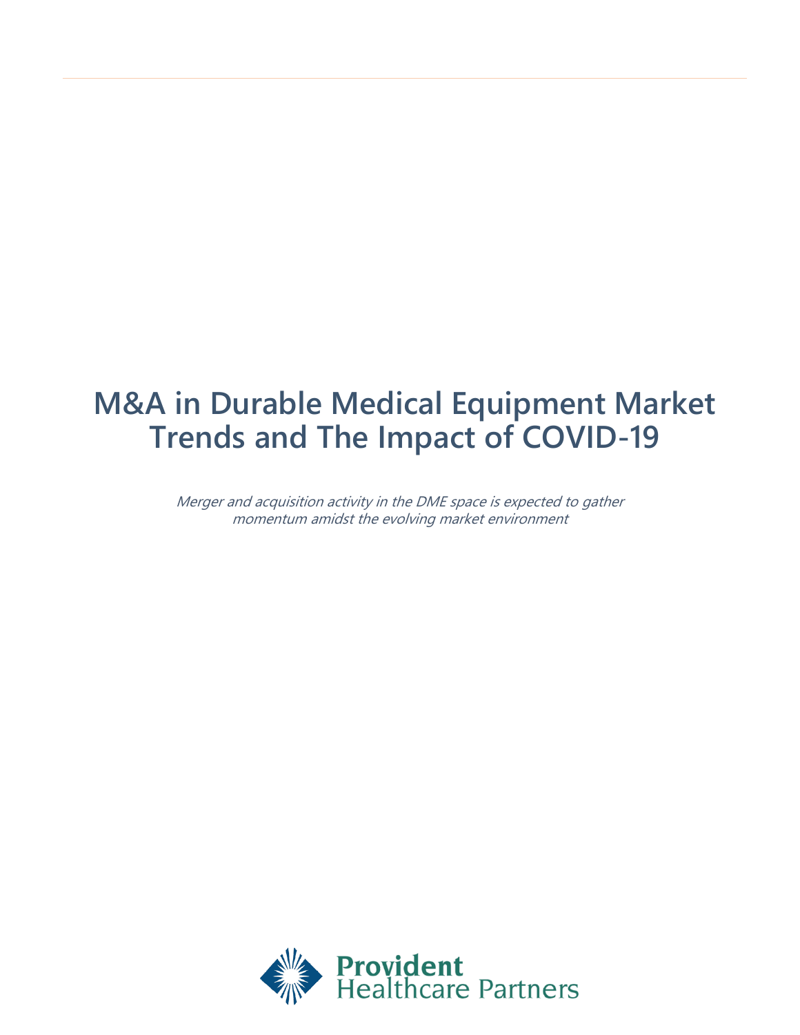# M&A in Durable Medical Equipment Market Trends and The Impact of COVID-19

*Merger and acquisition activity in the DME space is expected to gather momentum amidst the evolving market environment*

Provident Healthcare Partners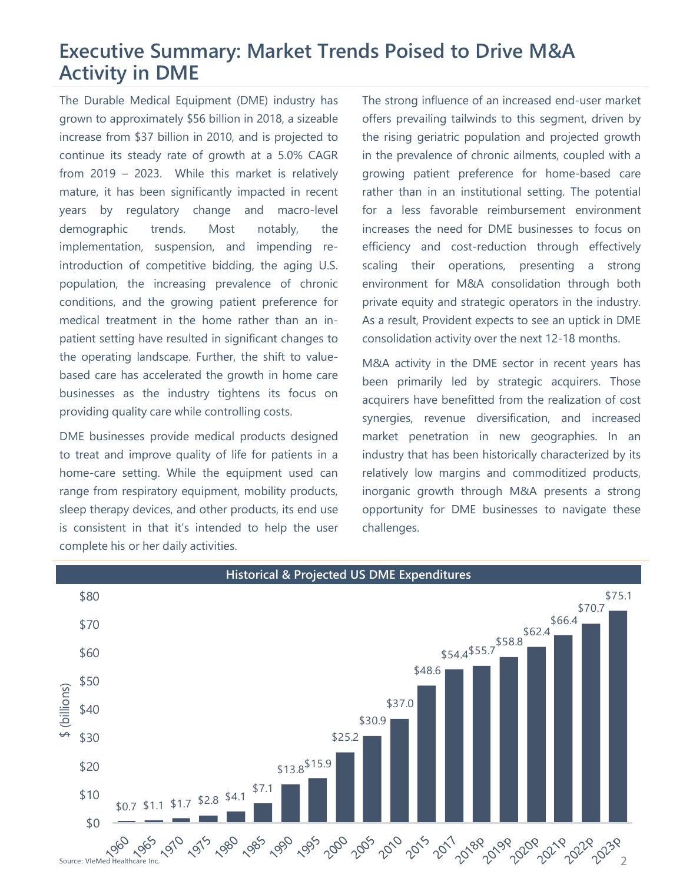# Executive Summary: Market Trends Poised to Drive M&A Activity in DME

The Durable Medical Equipment (DME) industry has grown to approximately $56 billion in 2018, a sizeable increase from $37 billion in 2010, and is projected to continue its steady rate of growth at a 5.0% CAGR from 2019 – 2023. While this market is relatively mature, it has been significantly impacted in recent years by regulatory change and macro-level demographic trends. Most notably, the implementation, suspension, and impending re-introduction of competitive bidding, the aging U.S. population, the increasing prevalence of chronic conditions, and the growing patient preference for medical treatment in the home rather than an in-patient setting have resulted in significant changes to the operating landscape. Further, the shift to value-based care has accelerated the growth in home care businesses as the industry tightens its focus on providing quality care while controlling costs.

DME businesses provide medical products designed to treat and improve quality of life for patients in a home-care setting. While the equipment used can range from respiratory equipment, mobility products, sleep therapy devices, and other products, its end use is consistent in that it's intended to help the user complete his or her daily activities.

The strong influence of an increased end-user market offers prevailing tailwinds to this segment, driven by the rising geriatric population and projected growth in the prevalence of chronic ailments, coupled with a growing patient preference for home-based care rather than in an institutional setting. The potential for a less favorable reimbursement environment increases the need for DME businesses to focus on efficiency and cost-reduction through effectively scaling their operations, presenting a strong environment for M&A consolidation through both private equity and strategic operators in the industry. As a result, Provident expects to see an uptick in DME consolidation activity over the next 12-18 months.

M&A activity in the DME sector in recent years has been primarily led by strategic acquirers. Those acquirers have benefitted from the realization of cost synergies, revenue diversification, and increased market penetration in new geographies. In an industry that has been historically characterized by its relatively low margins and commoditized products, inorganic growth through M&A presents a strong opportunity for DME businesses to navigate these challenges.

**Historical & Projected US DME Expenditures**

| Year | $ (billions) |
|---|---|
| 1960 | $0.7 |
| 1965 | $1.1 |
| 1970 | $1.7 |
| 1975 | $2.8 |
| 1980 | $4.1 |
| 1985 | $7.1 |
| 1990 | $13.8 |
| 1995 | $15.9 |
| 2000 | $25.2 |
| 2005 | $30.9 |
| 2010 | $37.0 |
| 2015 | $48.6 |
| 2017 | $54.4 |
| 2018p | $55.7 |
| 2019p | $58.8 |
| 2020p | $62.4 |
| 2021p | $66.4 |
| 2022p | $70.7 |
| 2023p | $75.1 |

Source: VieMed Healthcare Inc.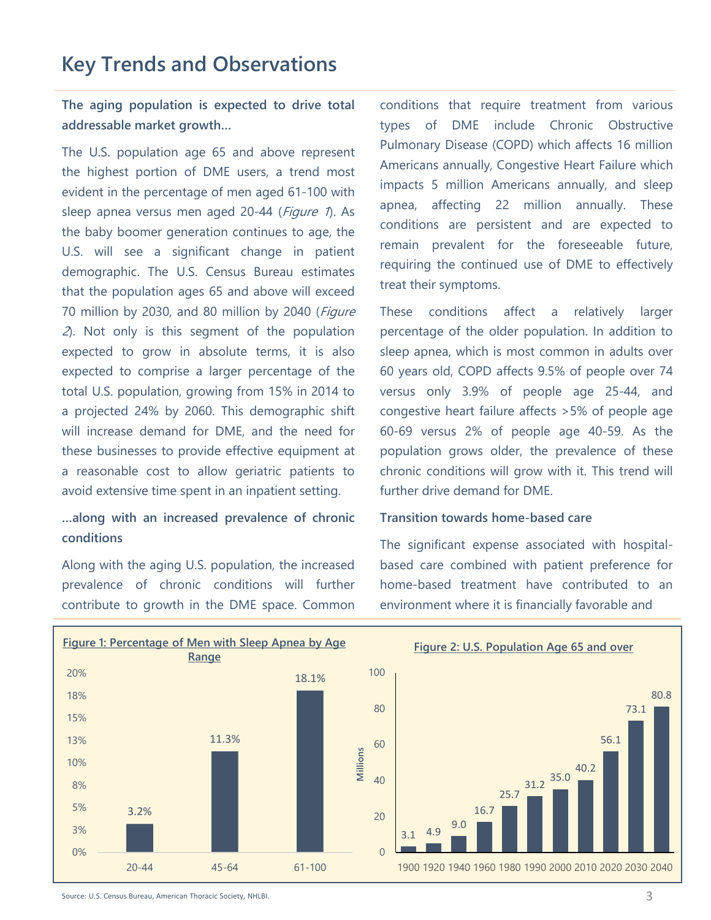# Key Trends and Observations

**The aging population is expected to drive total addressable market growth…**

The U.S. population age 65 and above represent the highest portion of DME users, a trend most evident in the percentage of men aged 61-100 with sleep apnea versus men aged 20-44 (*Figure 1*). As the baby boomer generation continues to age, the U.S. will see a significant change in patient demographic. The U.S. Census Bureau estimates that the population ages 65 and above will exceed 70 million by 2030, and 80 million by 2040 (*Figure 2*). Not only is this segment of the population expected to grow in absolute terms, it is also expected to comprise a larger percentage of the total U.S. population, growing from 15% in 2014 to a projected 24% by 2060. This demographic shift will increase demand for DME, and the need for these businesses to provide effective equipment at a reasonable cost to allow geriatric patients to avoid extensive time spent in an inpatient setting.

**…along with an increased prevalence of chronic conditions**

Along with the aging U.S. population, the increased prevalence of chronic conditions will further contribute to growth in the DME space. Common conditions that require treatment from various types of DME include Chronic Obstructive Pulmonary Disease (COPD) which affects 16 million Americans annually, Congestive Heart Failure which impacts 5 million Americans annually, and sleep apnea, affecting 22 million annually. These conditions are persistent and are expected to remain prevalent for the foreseeable future, requiring the continued use of DME to effectively treat their symptoms.

These conditions affect a relatively larger percentage of the older population. In addition to sleep apnea, which is most common in adults over 60 years old, COPD affects 9.5% of people over 74 versus only 3.9% of people age 25-44, and congestive heart failure affects >5% of people age 60-69 versus 2% of people age 40-59. As the population grows older, the prevalence of these chronic conditions will grow with it. This trend will further drive demand for DME.

**Transition towards home-based care**

The significant expense associated with hospital-based care combined with patient preference for home-based treatment have contributed to an environment where it is financially favorable and

**Figure 1: Percentage of Men with Sleep Apnea by Age Range**

| Age Range | Percentage |
|---|---|
| 20-44 | 3.2% |
| 45-64 | 11.3% |
| 61-100 | 18.1% |

**Figure 2: U.S. Population Age 65 and over**

| Year | Millions |
|---|---|
| 1900 | 3.1 |
| 1920 | 4.9 |
| 1940 | 9.0 |
| 1960 | 16.7 |
| 1980 | 25.7 |
| 1990 | 31.2 |
| 2000 | 35.0 |
| 2010 | 40.2 |
| 2020 | 56.1 |
| 2030 | 73.1 |
| 2040 | 80.8 |

Source: U.S. Census Bureau, American Thoracic Society, NHLBI.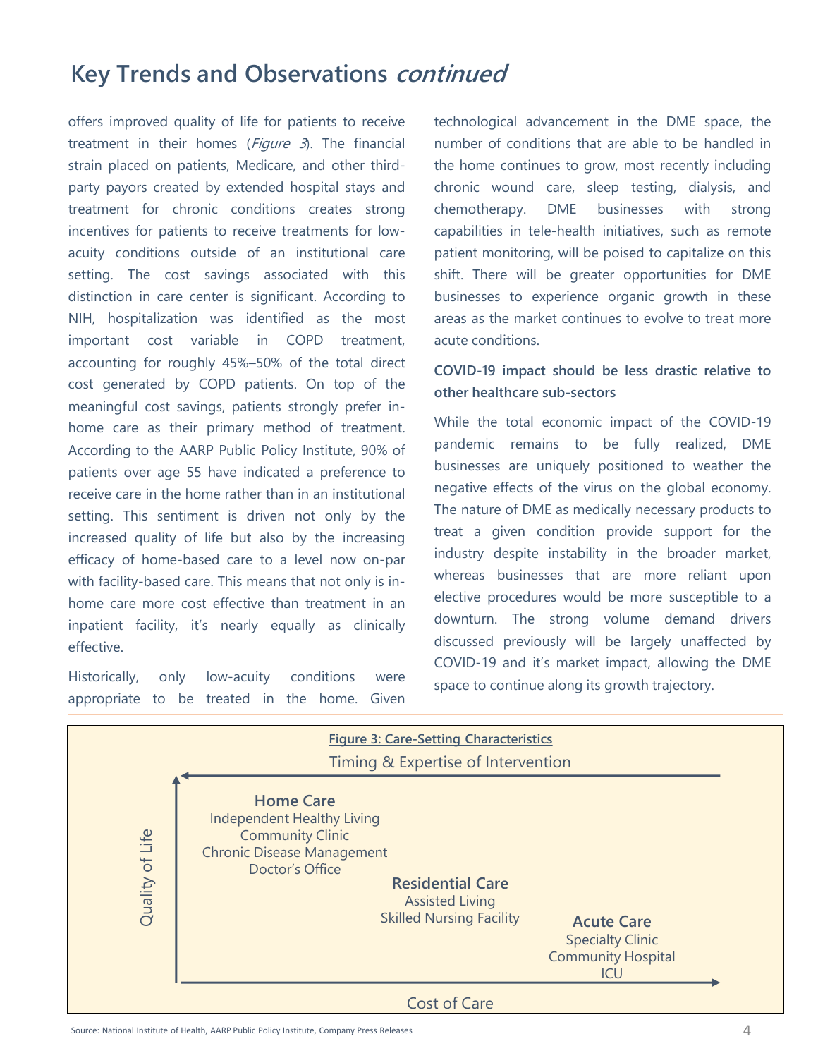## Key Trends and Observations *continued*

offers improved quality of life for patients to receive treatment in their homes (*Figure 3*). The financial strain placed on patients, Medicare, and other third-party payors created by extended hospital stays and treatment for chronic conditions creates strong incentives for patients to receive treatments for low-acuity conditions outside of an institutional care setting. The cost savings associated with this distinction in care center is significant. According to NIH, hospitalization was identified as the most important cost variable in COPD treatment, accounting for roughly 45%–50% of the total direct cost generated by COPD patients. On top of the meaningful cost savings, patients strongly prefer in-home care as their primary method of treatment. According to the AARP Public Policy Institute, 90% of patients over age 55 have indicated a preference to receive care in the home rather than in an institutional setting. This sentiment is driven not only by the increased quality of life but also by the increasing efficacy of home-based care to a level now on-par with facility-based care. This means that not only is in-home care more cost effective than treatment in an inpatient facility, it's nearly equally as clinically effective.

Historically, only low-acuity conditions were appropriate to be treated in the home. Given technological advancement in the DME space, the number of conditions that are able to be handled in the home continues to grow, most recently including chronic wound care, sleep testing, dialysis, and chemotherapy. DME businesses with strong capabilities in tele-health initiatives, such as remote patient monitoring, will be poised to capitalize on this shift. There will be greater opportunities for DME businesses to experience organic growth in these areas as the market continues to evolve to treat more acute conditions.

**COVID-19 impact should be less drastic relative to other healthcare sub-sectors**

While the total economic impact of the COVID-19 pandemic remains to be fully realized, DME businesses are uniquely positioned to weather the negative effects of the virus on the global economy. The nature of DME as medically necessary products to treat a given condition provide support for the industry despite instability in the broader market, whereas businesses that are more reliant upon elective procedures would be more susceptible to a downturn. The strong volume demand drivers discussed previously will be largely unaffected by COVID-19 and it's market impact, allowing the DME space to continue along its growth trajectory.

**Figure 3: Care-Setting Characteristics**

Timing & Expertise of Intervention

Quality of Life

**Home Care**
Independent Healthy Living
Community Clinic
Chronic Disease Management
Doctor's Office

**Residential Care**
Assisted Living
Skilled Nursing Facility

**Acute Care**
Specialty Clinic
Community Hospital
ICU

Cost of Care

Source: National Institute of Health, AARP Public Policy Institute, Company Press Releases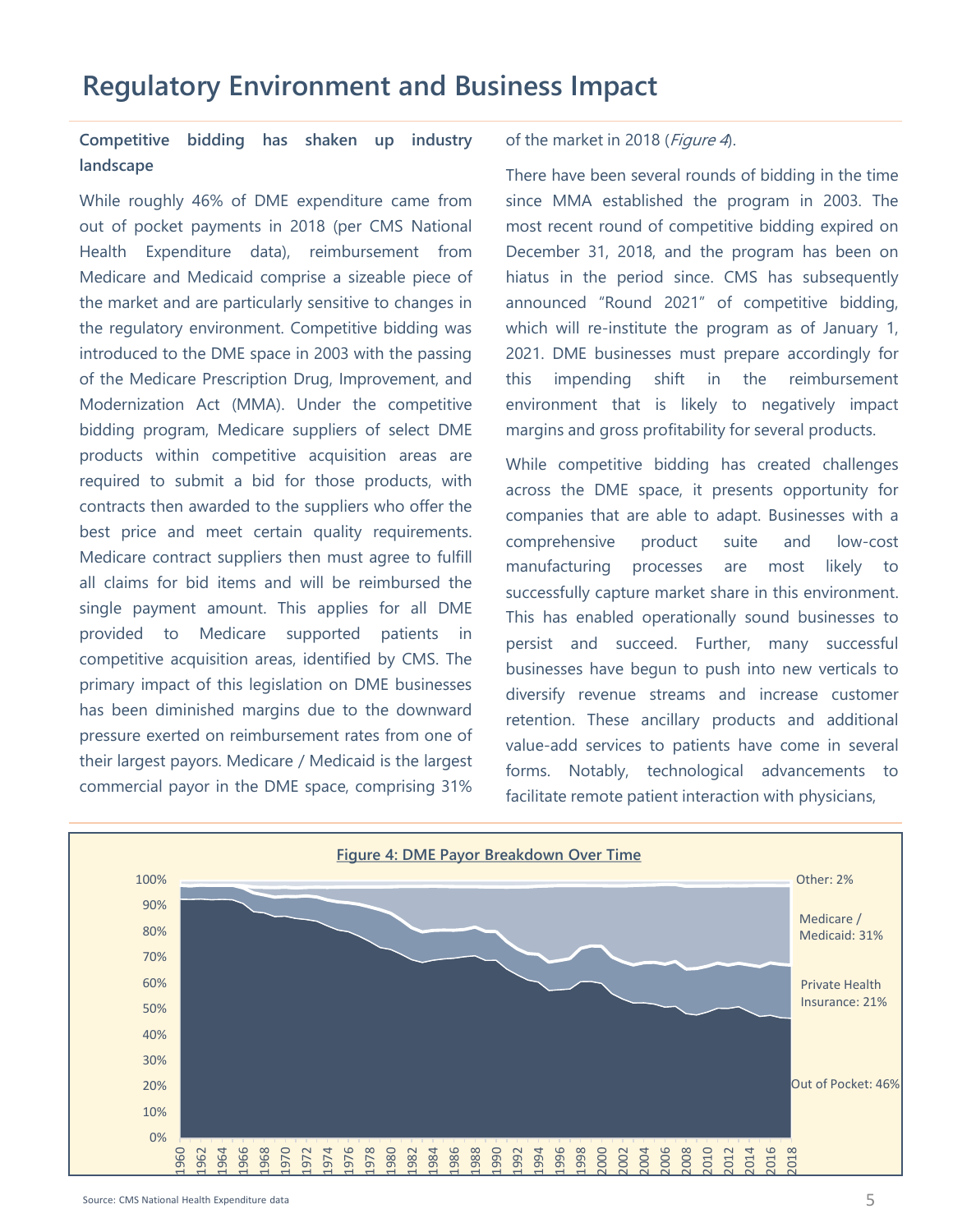# Regulatory Environment and Business Impact

**Competitive bidding has shaken up industry landscape**

While roughly 46% of DME expenditure came from out of pocket payments in 2018 (per CMS National Health Expenditure data), reimbursement from Medicare and Medicaid comprise a sizeable piece of the market and are particularly sensitive to changes in the regulatory environment. Competitive bidding was introduced to the DME space in 2003 with the passing of the Medicare Prescription Drug, Improvement, and Modernization Act (MMA). Under the competitive bidding program, Medicare suppliers of select DME products within competitive acquisition areas are required to submit a bid for those products, with contracts then awarded to the suppliers who offer the best price and meet certain quality requirements. Medicare contract suppliers then must agree to fulfill all claims for bid items and will be reimbursed the single payment amount. This applies for all DME provided to Medicare supported patients in competitive acquisition areas, identified by CMS. The primary impact of this legislation on DME businesses has been diminished margins due to the downward pressure exerted on reimbursement rates from one of their largest payors. Medicare / Medicaid is the largest commercial payor in the DME space, comprising 31% of the market in 2018 (*Figure 4*).

There have been several rounds of bidding in the time since MMA established the program in 2003. The most recent round of competitive bidding expired on December 31, 2018, and the program has been on hiatus in the period since. CMS has subsequently announced "Round 2021" of competitive bidding, which will re-institute the program as of January 1, 2021. DME businesses must prepare accordingly for this impending shift in the reimbursement environment that is likely to negatively impact margins and gross profitability for several products.

While competitive bidding has created challenges across the DME space, it presents opportunity for companies that are able to adapt. Businesses with a comprehensive product suite and low-cost manufacturing processes are most likely to successfully capture market share in this environment. This has enabled operationally sound businesses to persist and succeed. Further, many successful businesses have begun to push into new verticals to diversify revenue streams and increase customer retention. These ancillary products and additional value-add services to patients have come in several forms. Notably, technological advancements to facilitate remote patient interaction with physicians,

**Figure 4: DME Payor Breakdown Over Time**

Other: 2%
Medicare / Medicaid: 31%
Private Health Insurance: 21%
Out of Pocket: 46%

Source: CMS National Health Expenditure data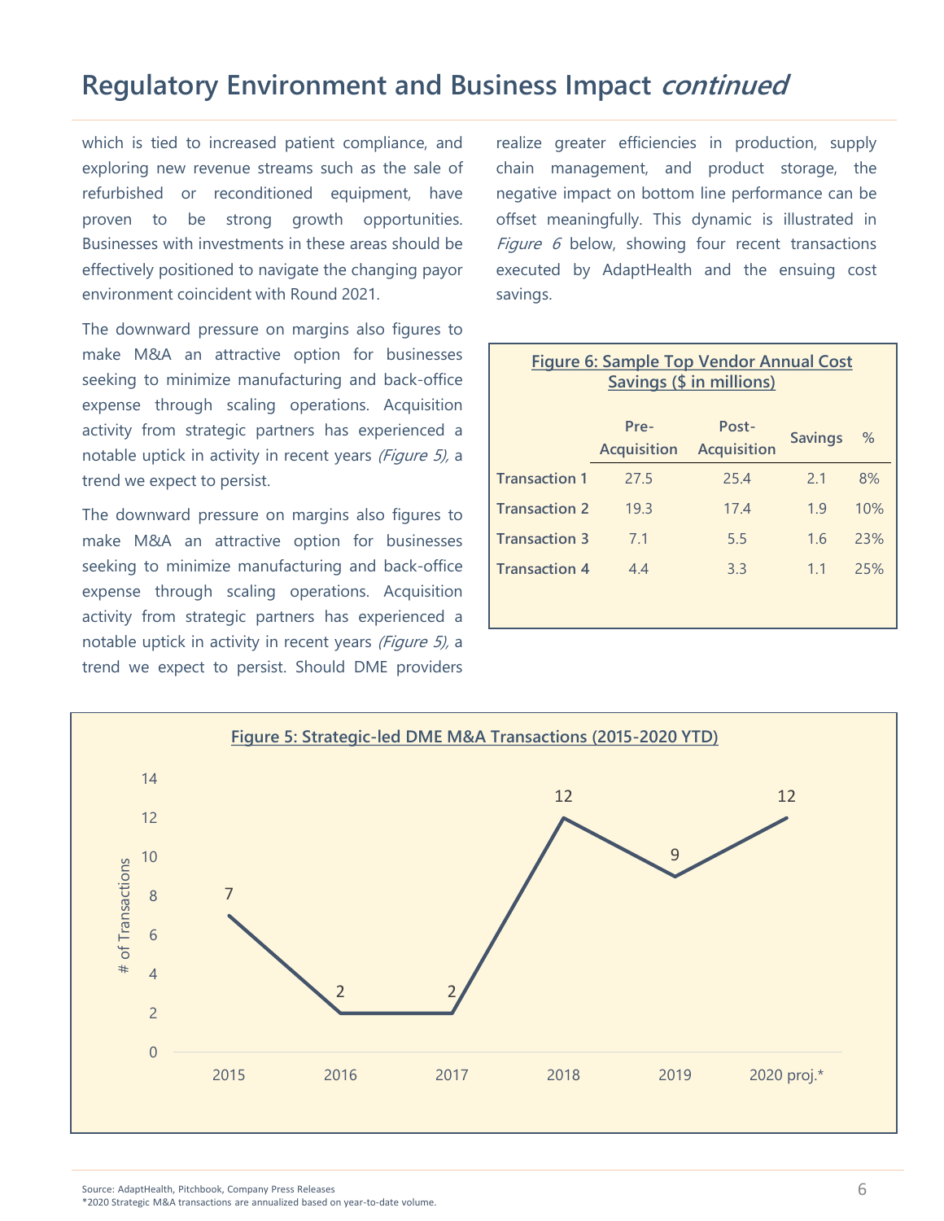## Regulatory Environment and Business Impact *continued*

which is tied to increased patient compliance, and exploring new revenue streams such as the sale of refurbished or reconditioned equipment, have proven to be strong growth opportunities. Businesses with investments in these areas should be effectively positioned to navigate the changing payor environment coincident with Round 2021.

The downward pressure on margins also figures to make M&A an attractive option for businesses seeking to minimize manufacturing and back-office expense through scaling operations. Acquisition activity from strategic partners has experienced a notable uptick in activity in recent years *(Figure 5)*, a trend we expect to persist.

The downward pressure on margins also figures to make M&A an attractive option for businesses seeking to minimize manufacturing and back-office expense through scaling operations. Acquisition activity from strategic partners has experienced a notable uptick in activity in recent years *(Figure 5)*, a trend we expect to persist. Should DME providers realize greater efficiencies in production, supply chain management, and product storage, the negative impact on bottom line performance can be offset meaningfully. This dynamic is illustrated in *Figure 6* below, showing four recent transactions executed by AdaptHealth and the ensuing cost savings.

**Figure 6: Sample Top Vendor Annual Cost Savings ($ in millions)**

| | Pre-Acquisition | Post-Acquisition | Savings | % |
|---|---|---|---|---|
| **Transaction 1** | 27.5 | 25.4 | 2.1 | 8% |
| **Transaction 2** | 19.3 | 17.4 | 1.9 | 10% |
| **Transaction 3** | 7.1 | 5.5 | 1.6 | 23% |
| **Transaction 4** | 4.4 | 3.3 | 1.1 | 25% |

**Figure 5: Strategic-led DME M&A Transactions (2015-2020 YTD)**

| Year | # of Transactions |
|---|---|
| 2015 | 7 |
| 2016 | 2 |
| 2017 | 2 |
| 2018 | 12 |
| 2019 | 9 |
| 2020 proj.* | 12 |

Source: AdaptHealth, Pitchbook, Company Press Releases
*2020 Strategic M&A transactions are annualized based on year-to-date volume.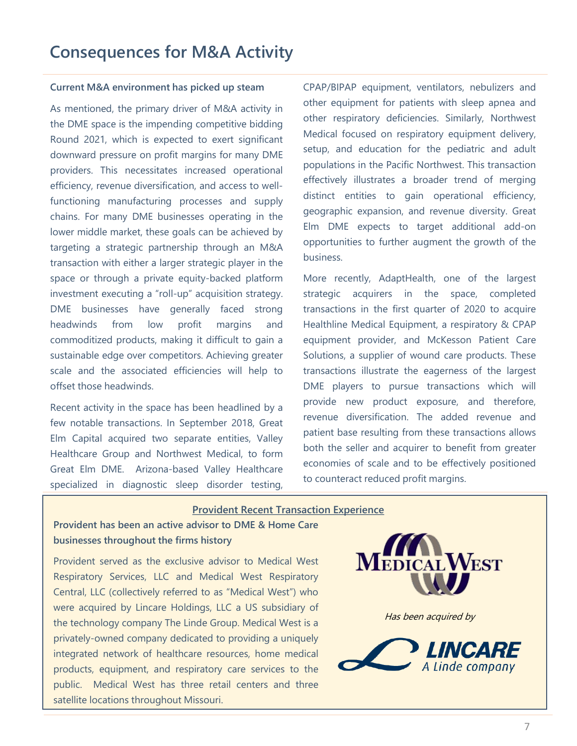# Consequences for M&A Activity

**Current M&A environment has picked up steam**

As mentioned, the primary driver of M&A activity in the DME space is the impending competitive bidding Round 2021, which is expected to exert significant downward pressure on profit margins for many DME providers. This necessitates increased operational efficiency, revenue diversification, and access to well-functioning manufacturing processes and supply chains. For many DME businesses operating in the lower middle market, these goals can be achieved by targeting a strategic partnership through an M&A transaction with either a larger strategic player in the space or through a private equity-backed platform investment executing a "roll-up" acquisition strategy. DME businesses have generally faced strong headwinds from low profit margins and commoditized products, making it difficult to gain a sustainable edge over competitors. Achieving greater scale and the associated efficiencies will help to offset those headwinds.

Recent activity in the space has been headlined by a few notable transactions. In September 2018, Great Elm Capital acquired two separate entities, Valley Healthcare Group and Northwest Medical, to form Great Elm DME. Arizona-based Valley Healthcare specialized in diagnostic sleep disorder testing, CPAP/BIPAP equipment, ventilators, nebulizers and other equipment for patients with sleep apnea and other respiratory deficiencies. Similarly, Northwest Medical focused on respiratory equipment delivery, setup, and education for the pediatric and adult populations in the Pacific Northwest. This transaction effectively illustrates a broader trend of merging distinct entities to gain operational efficiency, geographic expansion, and revenue diversity. Great Elm DME expects to target additional add-on opportunities to further augment the growth of the business.

More recently, AdaptHealth, one of the largest strategic acquirers in the space, completed transactions in the first quarter of 2020 to acquire Healthline Medical Equipment, a respiratory & CPAP equipment provider, and McKesson Patient Care Solutions, a supplier of wound care products. These transactions illustrate the eagerness of the largest DME players to pursue transactions which will provide new product exposure, and therefore, revenue diversification. The added revenue and patient base resulting from these transactions allows both the seller and acquirer to benefit from greater economies of scale and to be effectively positioned to counteract reduced profit margins.

**Provident Recent Transaction Experience**

**Provident has been an active advisor to DME & Home Care businesses throughout the firms history**

Provident served as the exclusive advisor to Medical West Respiratory Services, LLC and Medical West Respiratory Central, LLC (collectively referred to as "Medical West") who were acquired by Lincare Holdings, LLC a US subsidiary of the technology company The Linde Group. Medical West is a privately-owned company dedicated to providing a uniquely integrated network of healthcare resources, home medical products, equipment, and respiratory care services to the public. Medical West has three retail centers and three satellite locations throughout Missouri.

MEDICAL WEST

*Has been acquired by*

LINCARE
A Linde company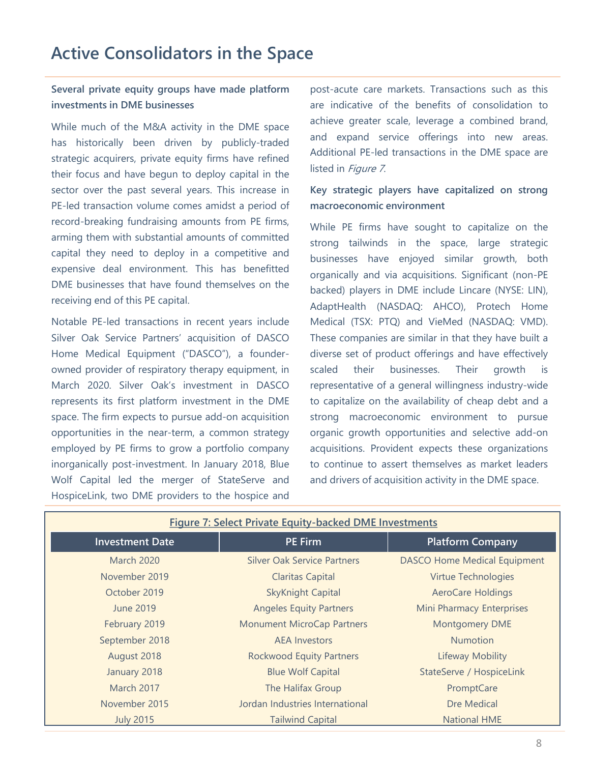# Active Consolidators in the Space

**Several private equity groups have made platform investments in DME businesses**

While much of the M&A activity in the DME space has historically been driven by publicly-traded strategic acquirers, private equity firms have refined their focus and have begun to deploy capital in the sector over the past several years. This increase in PE-led transaction volume comes amidst a period of record-breaking fundraising amounts from PE firms, arming them with substantial amounts of committed capital they need to deploy in a competitive and expensive deal environment. This has benefitted DME businesses that have found themselves on the receiving end of this PE capital.

Notable PE-led transactions in recent years include Silver Oak Service Partners' acquisition of DASCO Home Medical Equipment ("DASCO"), a founder-owned provider of respiratory therapy equipment, in March 2020. Silver Oak's investment in DASCO represents its first platform investment in the DME space. The firm expects to pursue add-on acquisition opportunities in the near-term, a common strategy employed by PE firms to grow a portfolio company inorganically post-investment. In January 2018, Blue Wolf Capital led the merger of StateServe and HospiceLink, two DME providers to the hospice and post-acute care markets. Transactions such as this are indicative of the benefits of consolidation to achieve greater scale, leverage a combined brand, and expand service offerings into new areas. Additional PE-led transactions in the DME space are listed in *Figure 7*.

**Key strategic players have capitalized on strong macroeconomic environment**

While PE firms have sought to capitalize on the strong tailwinds in the space, large strategic businesses have enjoyed similar growth, both organically and via acquisitions. Significant (non-PE backed) players in DME include Lincare (NYSE: LIN), AdaptHealth (NASDAQ: AHCO), Protech Home Medical (TSX: PTQ) and VieMed (NASDAQ: VMD). These companies are similar in that they have built a diverse set of product offerings and have effectively scaled their businesses. Their growth is representative of a general willingness industry-wide to capitalize on the availability of cheap debt and a strong macroeconomic environment to pursue organic growth opportunities and selective add-on acquisitions. Provident expects these organizations to continue to assert themselves as market leaders and drivers of acquisition activity in the DME space.

**Figure 7: Select Private Equity-backed DME Investments**

| Investment Date | PE Firm | Platform Company |
|---|---|---|
| March 2020 | Silver Oak Service Partners | DASCO Home Medical Equipment |
| November 2019 | Claritas Capital | Virtue Technologies |
| October 2019 | SkyKnight Capital | AeroCare Holdings |
| June 2019 | Angeles Equity Partners | Mini Pharmacy Enterprises |
| February 2019 | Monument MicroCap Partners | Montgomery DME |
| September 2018 | AEA Investors | Numotion |
| August 2018 | Rockwood Equity Partners | Lifeway Mobility |
| January 2018 | Blue Wolf Capital | StateServe / HospiceLink |
| March 2017 | The Halifax Group | PromptCare |
| November 2015 | Jordan Industries International | Dre Medical |
| July 2015 | Tailwind Capital | National HME |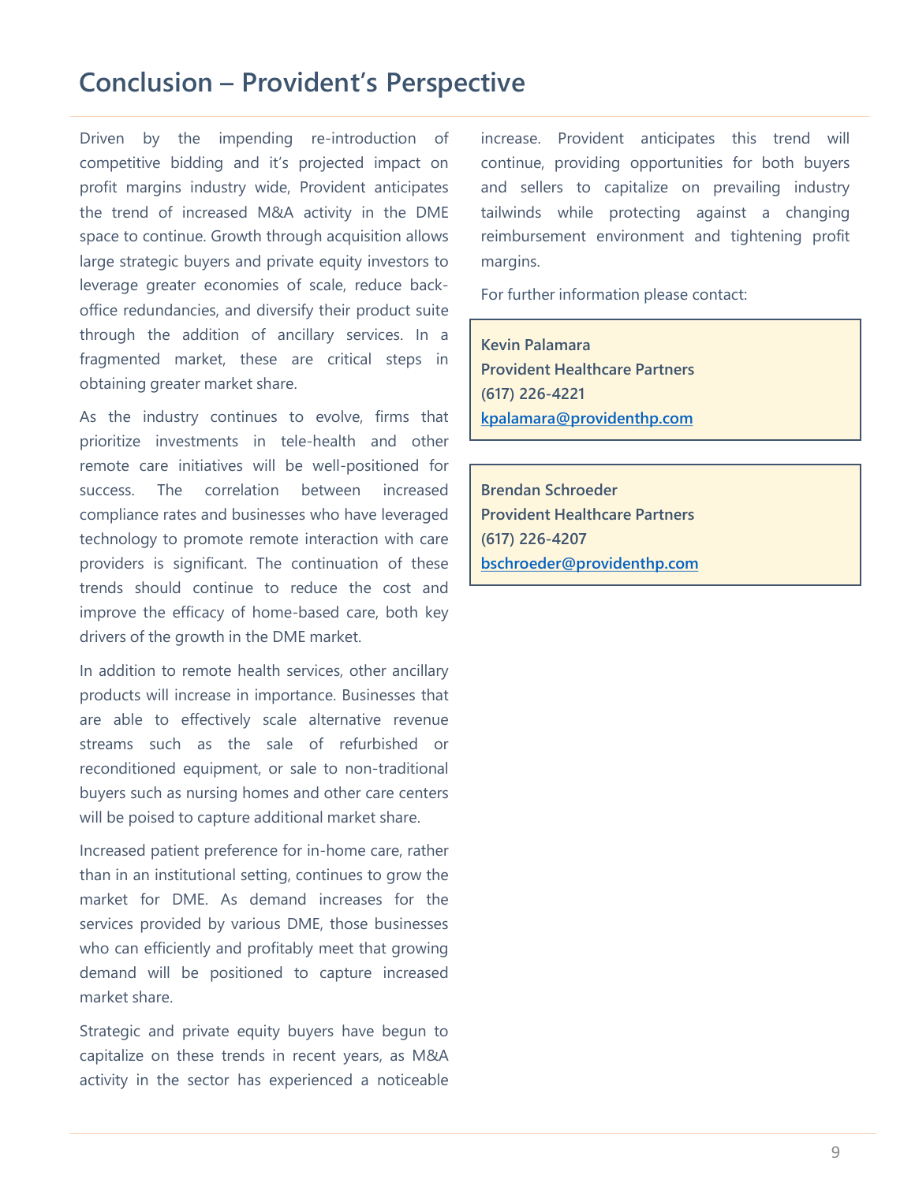# Conclusion – Provident's Perspective

Driven by the impending re-introduction of competitive bidding and it's projected impact on profit margins industry wide, Provident anticipates the trend of increased M&A activity in the DME space to continue. Growth through acquisition allows large strategic buyers and private equity investors to leverage greater economies of scale, reduce back-office redundancies, and diversify their product suite through the addition of ancillary services. In a fragmented market, these are critical steps in obtaining greater market share.

As the industry continues to evolve, firms that prioritize investments in tele-health and other remote care initiatives will be well-positioned for success. The correlation between increased compliance rates and businesses who have leveraged technology to promote remote interaction with care providers is significant. The continuation of these trends should continue to reduce the cost and improve the efficacy of home-based care, both key drivers of the growth in the DME market.

In addition to remote health services, other ancillary products will increase in importance. Businesses that are able to effectively scale alternative revenue streams such as the sale of refurbished or reconditioned equipment, or sale to non-traditional buyers such as nursing homes and other care centers will be poised to capture additional market share.

Increased patient preference for in-home care, rather than in an institutional setting, continues to grow the market for DME. As demand increases for the services provided by various DME, those businesses who can efficiently and profitably meet that growing demand will be positioned to capture increased market share.

Strategic and private equity buyers have begun to capitalize on these trends in recent years, as M&A activity in the sector has experienced a noticeable increase. Provident anticipates this trend will continue, providing opportunities for both buyers and sellers to capitalize on prevailing industry tailwinds while protecting against a changing reimbursement environment and tightening profit margins.

For further information please contact:

**Kevin Palamara**
**Provident Healthcare Partners**
**(617) 226-4221**
**kpalamara@providenthp.com**

**Brendan Schroeder**
**Provident Healthcare Partners**
**(617) 226-4207**
**bschroeder@providenthp.com**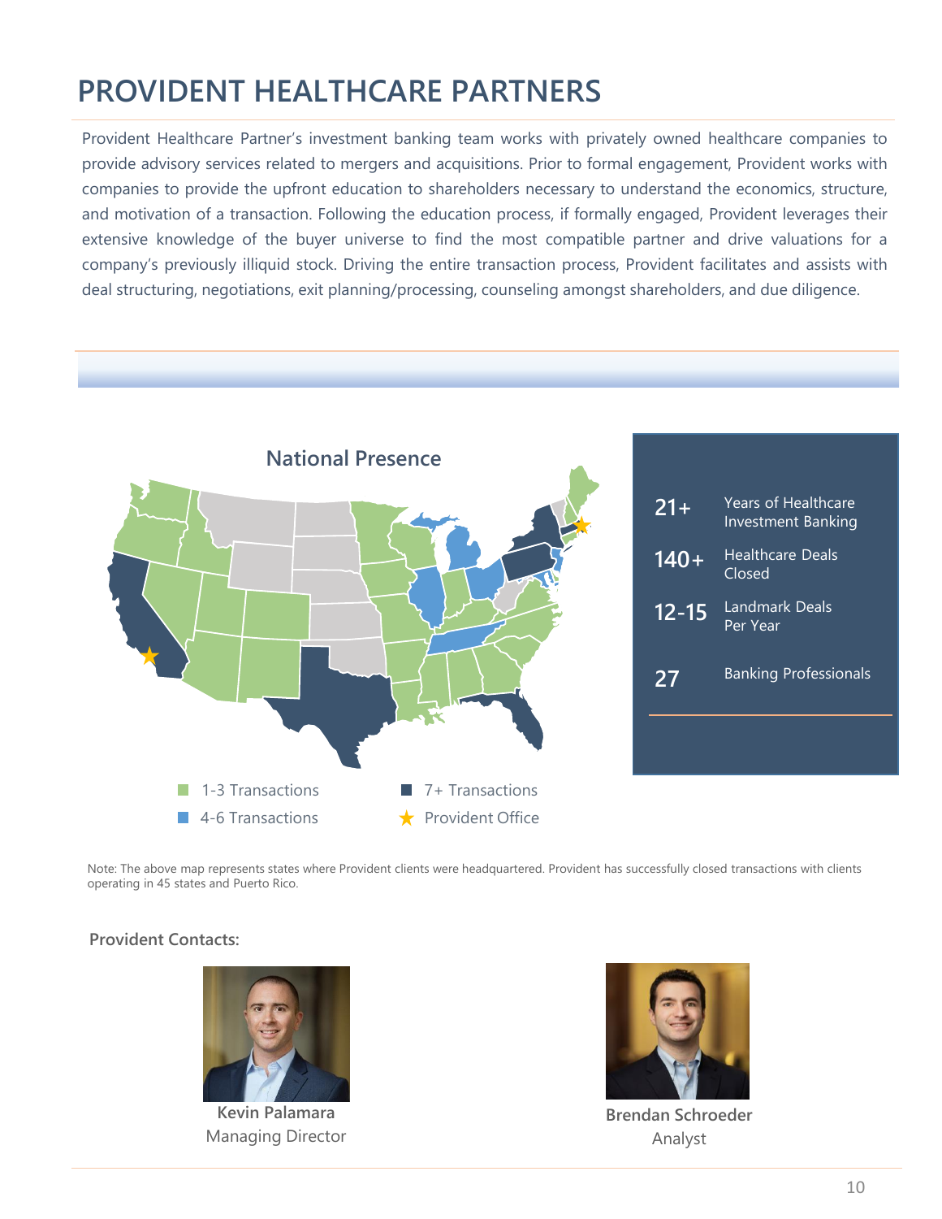# PROVIDENT HEALTHCARE PARTNERS

Provident Healthcare Partner's investment banking team works with privately owned healthcare companies to provide advisory services related to mergers and acquisitions. Prior to formal engagement, Provident works with companies to provide the upfront education to shareholders necessary to understand the economics, structure, and motivation of a transaction. Following the education process, if formally engaged, Provident leverages their extensive knowledge of the buyer universe to find the most compatible partner and drive valuations for a company's previously illiquid stock. Driving the entire transaction process, Provident facilitates and assists with deal structuring, negotiations, exit planning/processing, counseling amongst shareholders, and due diligence.

## National Presence

- 1-3 Transactions
- 4-6 Transactions
- 7+ Transactions
- ★ Provident Office

| | |
|---|---|
| 21+ | Years of Healthcare Investment Banking |
| 140+ | Healthcare Deals Closed |
| 12-15 | Landmark Deals Per Year |
| 27 | Banking Professionals |

Note: The above map represents states where Provident clients were headquartered. Provident has successfully closed transactions with clients operating in 45 states and Puerto Rico.

**Provident Contacts:**

**Kevin Palamara**
Managing Director

**Brendan Schroeder**
Analyst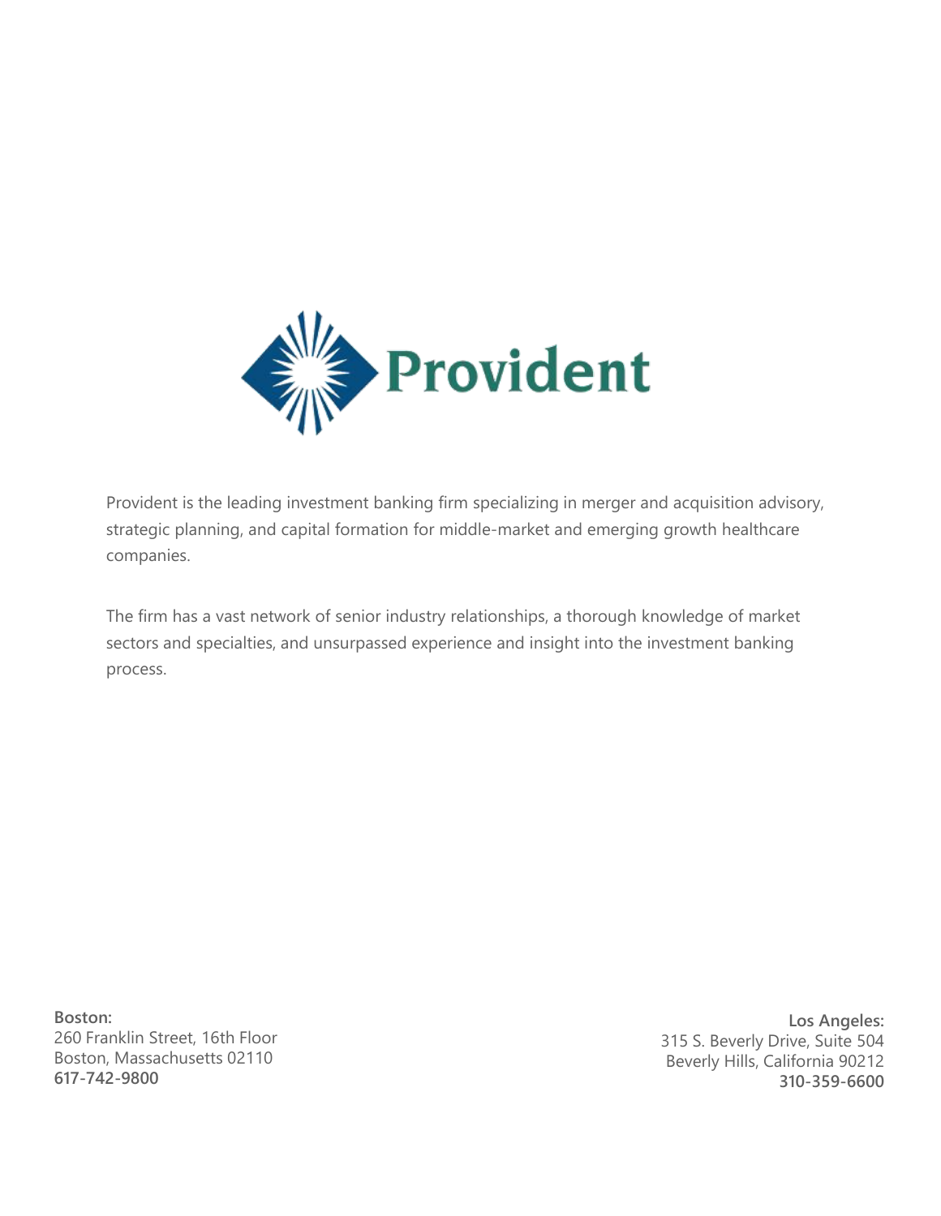Provident

Provident is the leading investment banking firm specializing in merger and acquisition advisory, strategic planning, and capital formation for middle-market and emerging growth healthcare companies.

The firm has a vast network of senior industry relationships, a thorough knowledge of market sectors and specialties, and unsurpassed experience and insight into the investment banking process.

**Boston:**
260 Franklin Street, 16th Floor
Boston, Massachusetts 02110
**617-742-9800**

**Los Angeles:**
315 S. Beverly Drive, Suite 504
Beverly Hills, California 90212
**310-359-6600**